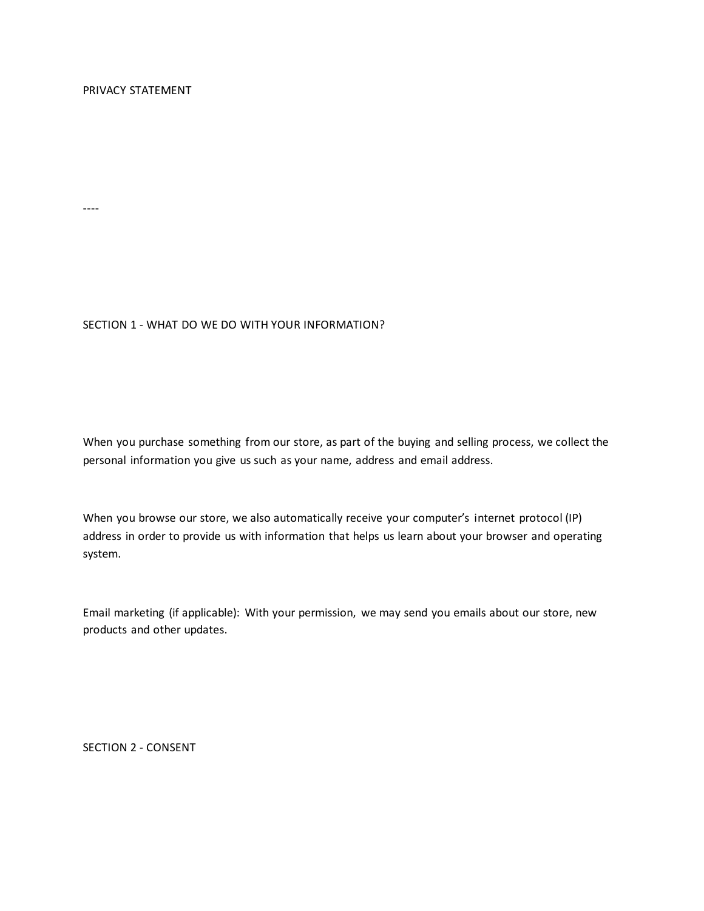# PRIVACY STATEMENT

----

## SECTION 1 - WHAT DO WE DO WITH YOUR INFORMATION?

When you purchase something from our store, as part of the buying and selling process, we collect the personal information you give us such as your name, address and email address.

When you browse our store, we also automatically receive your computer's internet protocol (IP) address in order to provide us with information that helps us learn about your browser and operating system.

Email marketing (if applicable): With your permission, we may send you emails about our store, new products and other updates.

## SECTION 2 - CONSENT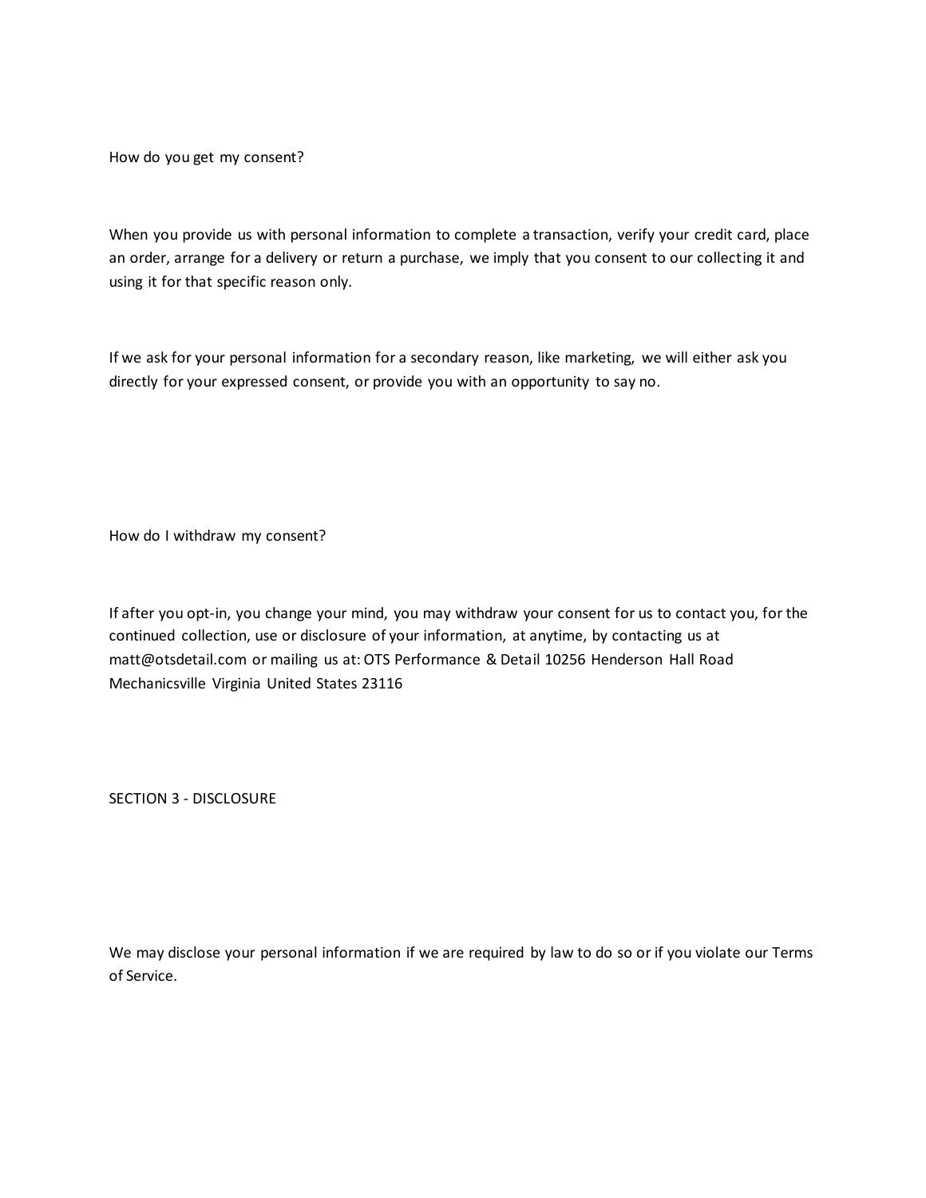How do you get my consent?

When you provide us with personal information to complete a transaction, verify your credit card, place an order, arrange for a delivery or return a purchase, we imply that you consent to our collecting it and using it for that specific reason only.

If we ask for your personal information for a secondary reason, like marketing, we will either ask you directly for your expressed consent, or provide you with an opportunity to say no.

How do I withdraw my consent?

If after you opt-in, you change your mind, you may withdraw your consent for us to contact you, for the continued collection, use or disclosure of your information, at anytime, by contacting us at matt@otsdetail.com or mailing us at: OTS Performance & Detail 10256 Henderson Hall Road Mechanicsville Virginia United States 23116

## SECTION 3 - DISCLOSURE

We may disclose your personal information if we are required by law to do so or if you violate our Terms of Service.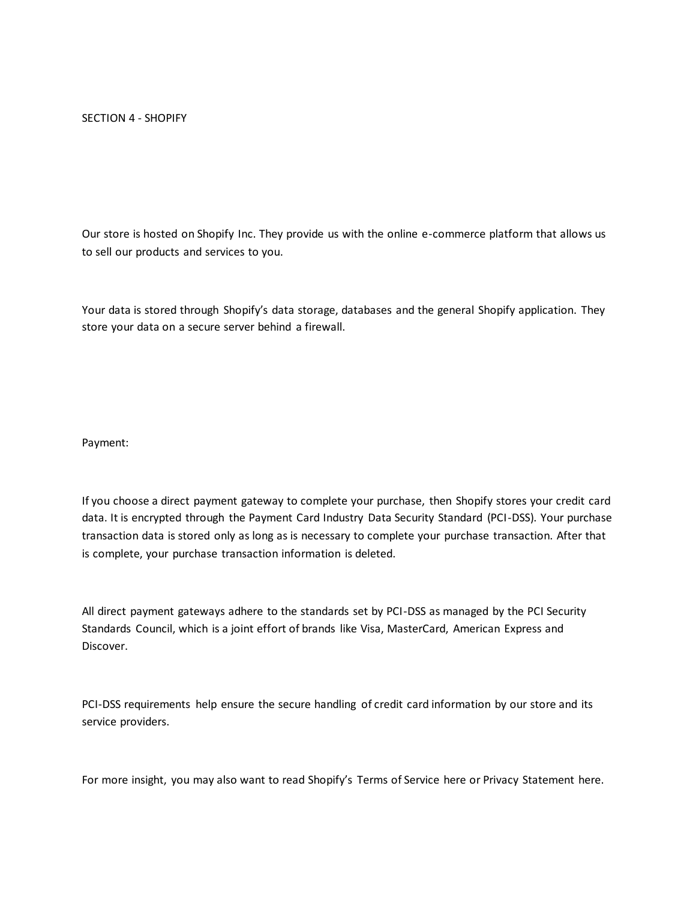## SECTION 4 - SHOPIFY

Our store is hosted on Shopify Inc. They provide us with the online e-commerce platform that allows us to sell our products and services to you.

Your data is stored through Shopify's data storage, databases and the general Shopify application. They store your data on a secure server behind a firewall.

Payment:

If you choose a direct payment gateway to complete your purchase, then Shopify stores your credit card data. It is encrypted through the Payment Card Industry Data Security Standard (PCI-DSS). Your purchase transaction data is stored only as long as is necessary to complete your purchase transaction. After that is complete, your purchase transaction information is deleted.

All direct payment gateways adhere to the standards set by PCI-DSS as managed by the PCI Security Standards Council, which is a joint effort of brands like Visa, MasterCard, American Express and Discover.

PCI-DSS requirements help ensure the secure handling of credit card information by our store and its service providers.

For more insight, you may also want to read Shopify's Terms of Service here or Privacy Statement here.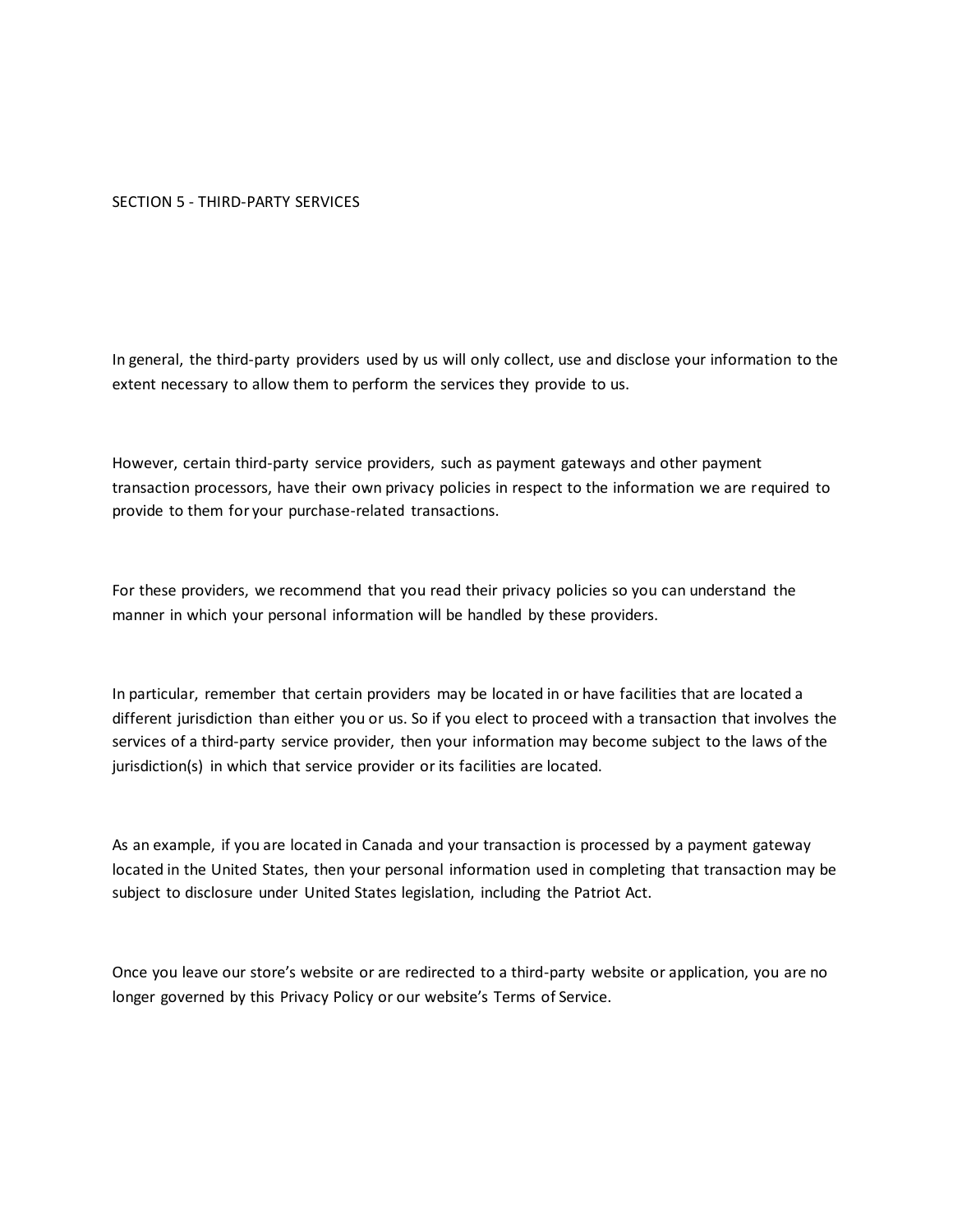## SECTION 5 - THIRD-PARTY SERVICES

In general, the third-party providers used by us will only collect, use and disclose your information to the extent necessary to allow them to perform the services they provide to us.

However, certain third-party service providers, such as payment gateways and other payment transaction processors, have their own privacy policies in respect to the information we are required to provide to them for your purchase-related transactions.

For these providers, we recommend that you read their privacy policies so you can understand the manner in which your personal information will be handled by these providers.

In particular, remember that certain providers may be located in or have facilities that are located a different jurisdiction than either you or us. So if you elect to proceed with a transaction that involves the services of a third-party service provider, then your information may become subject to the laws of the jurisdiction(s) in which that service provider or its facilities are located.

As an example, if you are located in Canada and your transaction is processed by a payment gateway located in the United States, then your personal information used in completing that transaction may be subject to disclosure under United States legislation, including the Patriot Act.

Once you leave our store's website or are redirected to a third-party website or application, you are no longer governed by this Privacy Policy or our website's Terms of Service.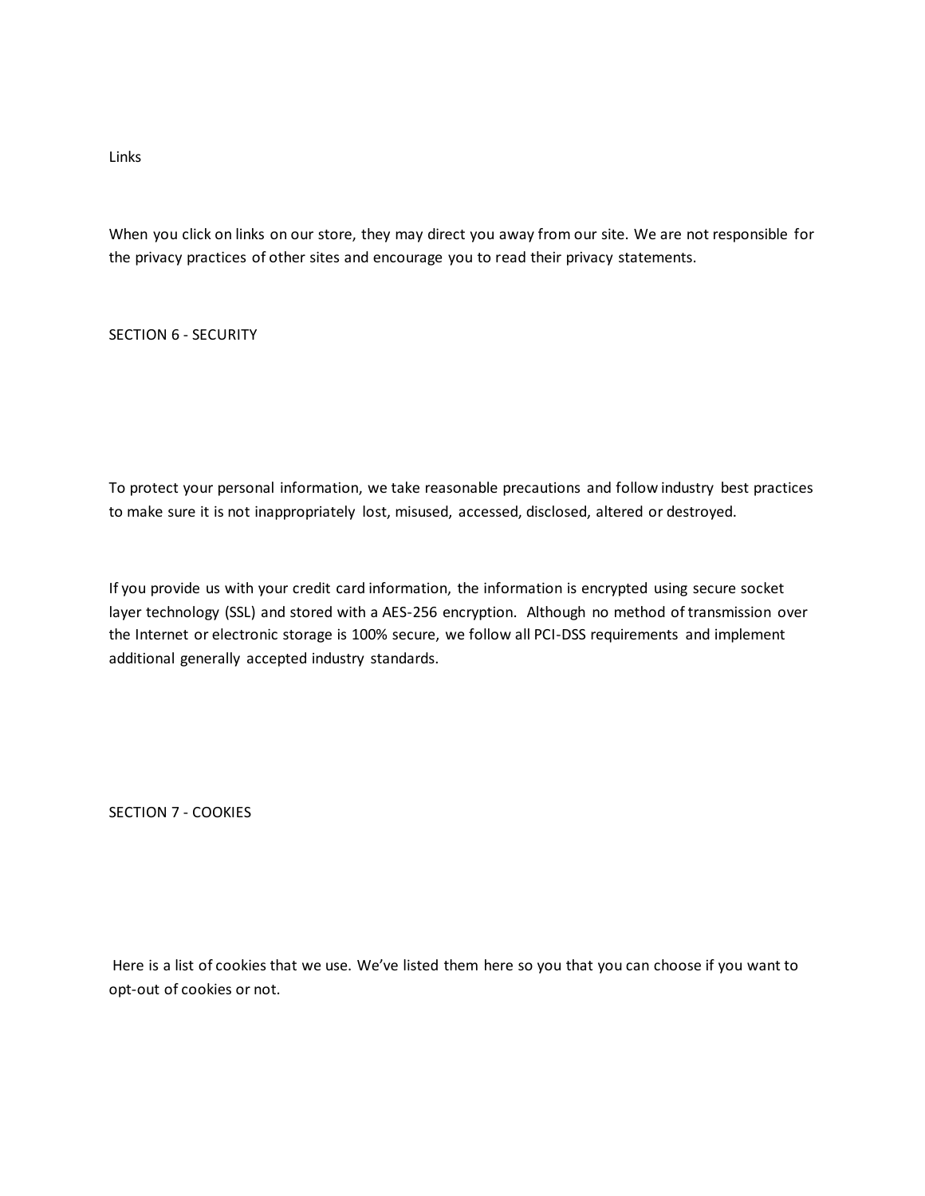Links

When you click on links on our store, they may direct you away from our site. We are not responsible for the privacy practices of other sites and encourage you to read their privacy statements.

## SECTION 6 - SECURITY

To protect your personal information, we take reasonable precautions and follow industry best practices to make sure it is not inappropriately lost, misused, accessed, disclosed, altered or destroyed.

If you provide us with your credit card information, the information is encrypted using secure socket layer technology (SSL) and stored with a AES-256 encryption. Although no method of transmission over the Internet or electronic storage is 100% secure, we follow all PCI-DSS requirements and implement additional generally accepted industry standards.

## SECTION 7 - COOKIES

Here is a list of cookies that we use. We've listed them here so you that you can choose if you want to opt-out of cookies or not.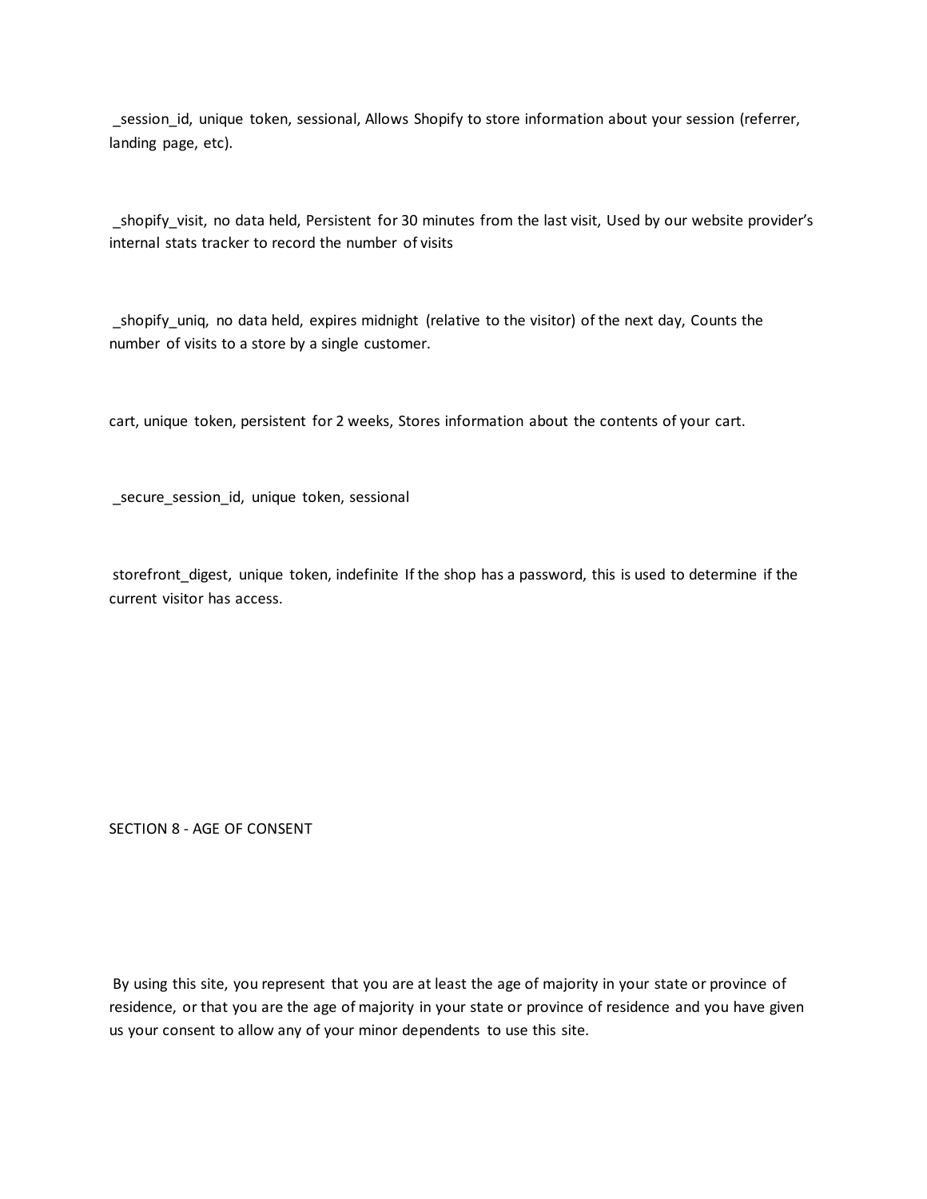_session_id, unique token, sessional, Allows Shopify to store information about your session (referrer, landing page, etc).

_shopify_visit, no data held, Persistent for 30 minutes from the last visit, Used by our website provider's internal stats tracker to record the number of visits

_shopify_uniq, no data held, expires midnight (relative to the visitor) of the next day, Counts the number of visits to a store by a single customer.

cart, unique token, persistent for 2 weeks, Stores information about the contents of your cart.

_secure_session_id, unique token, sessional

storefront_digest, unique token, indefinite If the shop has a password, this is used to determine if the current visitor has access.

## SECTION 8 - AGE OF CONSENT

By using this site, you represent that you are at least the age of majority in your state or province of residence, or that you are the age of majority in your state or province of residence and you have given us your consent to allow any of your minor dependents to use this site.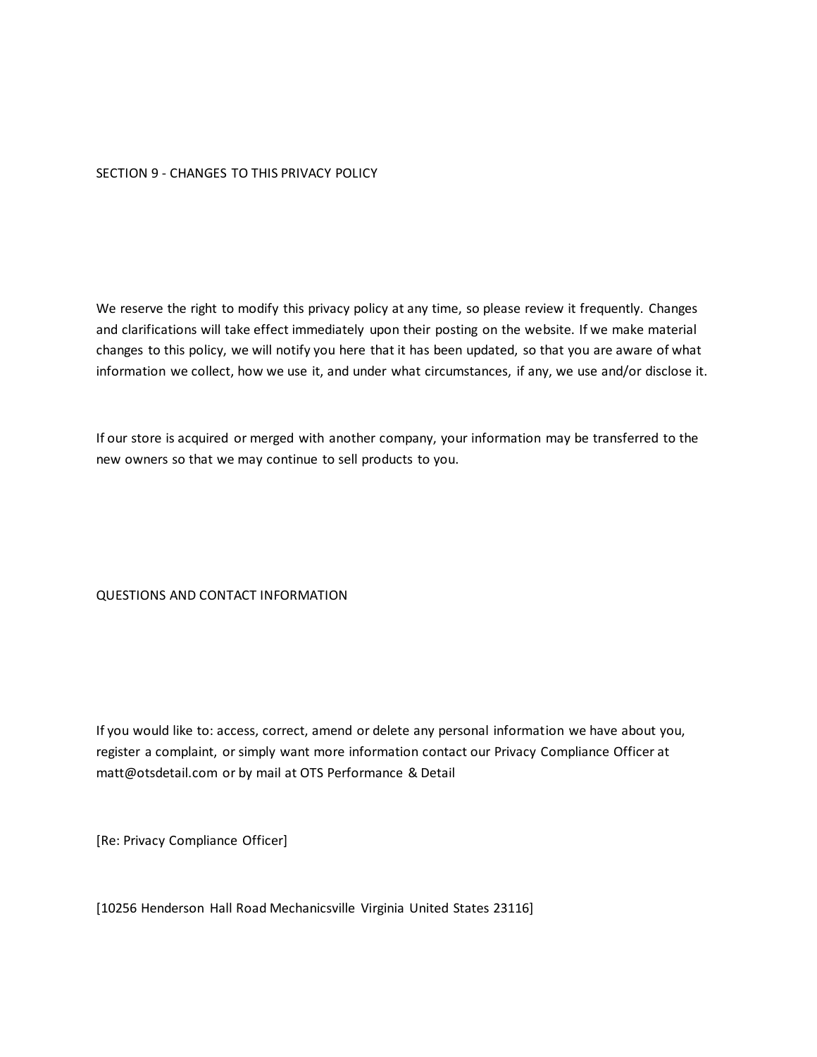## SECTION 9 - CHANGES TO THIS PRIVACY POLICY

We reserve the right to modify this privacy policy at any time, so please review it frequently. Changes and clarifications will take effect immediately upon their posting on the website. If we make material changes to this policy, we will notify you here that it has been updated, so that you are aware of what information we collect, how we use it, and under what circumstances, if any, we use and/or disclose it.

If our store is acquired or merged with another company, your information may be transferred to the new owners so that we may continue to sell products to you.

## QUESTIONS AND CONTACT INFORMATION

If you would like to: access, correct, amend or delete any personal information we have about you, register a complaint, or simply want more information contact our Privacy Compliance Officer at matt@otsdetail.com or by mail at OTS Performance & Detail

[Re: Privacy Compliance Officer]

[10256 Henderson Hall Road Mechanicsville Virginia United States 23116]